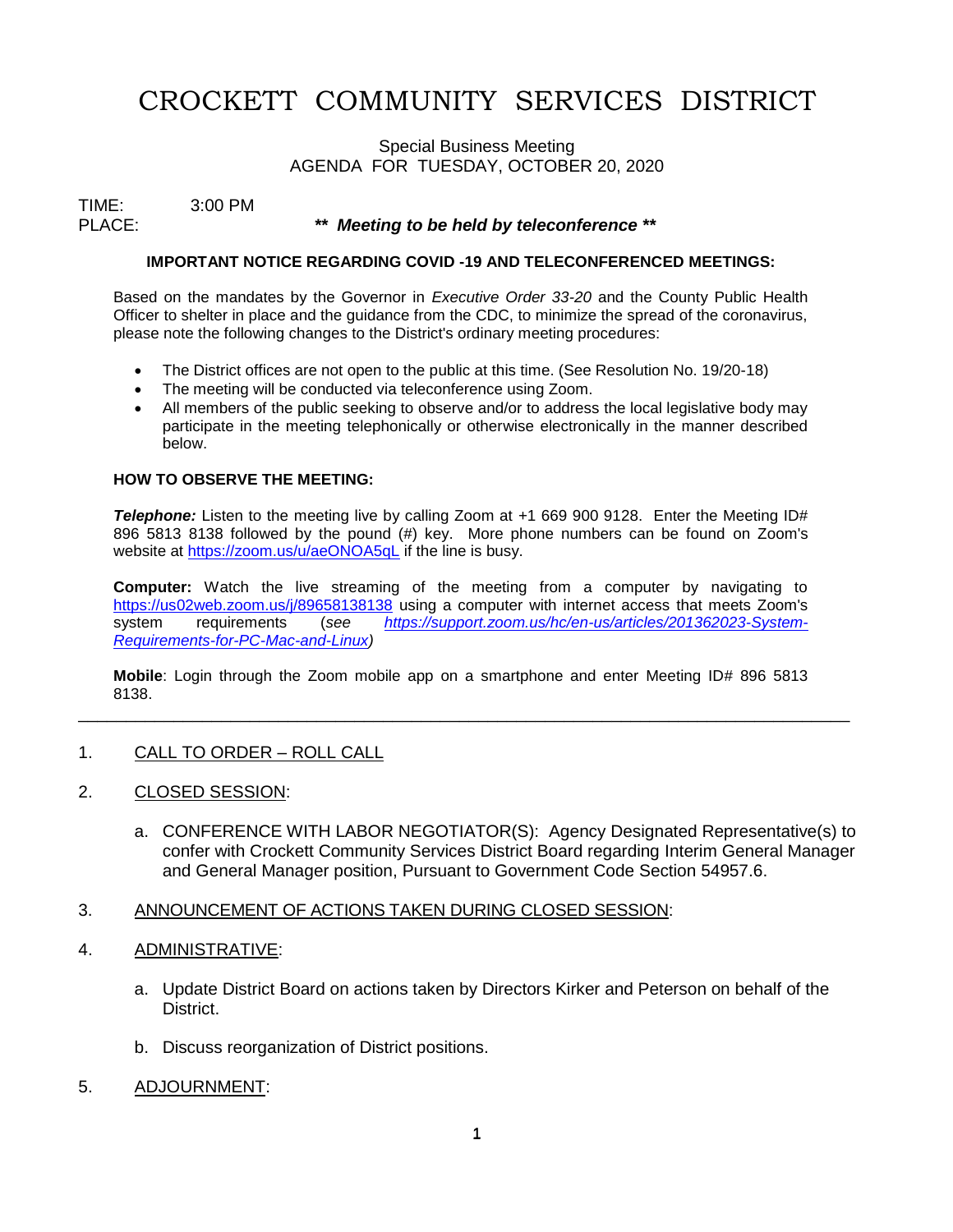# CROCKETT COMMUNITY SERVICES DISTRICT

Special Business Meeting
AGENDA FOR TUESDAY, OCTOBER 20, 2020

TIME: 3:00 PM
PLACE: ***\*\* Meeting to be held by teleconference \*\****

**IMPORTANT NOTICE REGARDING COVID -19 AND TELECONFERENCED MEETINGS:**

Based on the mandates by the Governor in *Executive Order 33-20* and the County Public Health Officer to shelter in place and the guidance from the CDC, to minimize the spread of the coronavirus, please note the following changes to the District's ordinary meeting procedures:

- The District offices are not open to the public at this time. (See Resolution No. 19/20-18)
- The meeting will be conducted via teleconference using Zoom.
- All members of the public seeking to observe and/or to address the local legislative body may participate in the meeting telephonically or otherwise electronically in the manner described below.

**HOW TO OBSERVE THE MEETING:**

***Telephone:*** Listen to the meeting live by calling Zoom at +1 669 900 9128. Enter the Meeting ID# 896 5813 8138 followed by the pound (#) key. More phone numbers can be found on Zoom's website at https://zoom.us/u/aeONOA5qL if the line is busy.

**Computer:** Watch the live streaming of the meeting from a computer by navigating to https://us02web.zoom.us/j/89658138138 using a computer with internet access that meets Zoom's system requirements (*see https://support.zoom.us/hc/en-us/articles/201362023-System-Requirements-for-PC-Mac-and-Linux)*

**Mobile**: Login through the Zoom mobile app on a smartphone and enter Meeting ID# 896 5813 8138.

---

1. CALL TO ORDER – ROLL CALL

2. CLOSED SESSION:

   a. CONFERENCE WITH LABOR NEGOTIATOR(S): Agency Designated Representative(s) to confer with Crockett Community Services District Board regarding Interim General Manager and General Manager position, Pursuant to Government Code Section 54957.6.

3. ANNOUNCEMENT OF ACTIONS TAKEN DURING CLOSED SESSION:

4. ADMINISTRATIVE:

   a. Update District Board on actions taken by Directors Kirker and Peterson on behalf of the District.

   b. Discuss reorganization of District positions.

5. ADJOURNMENT: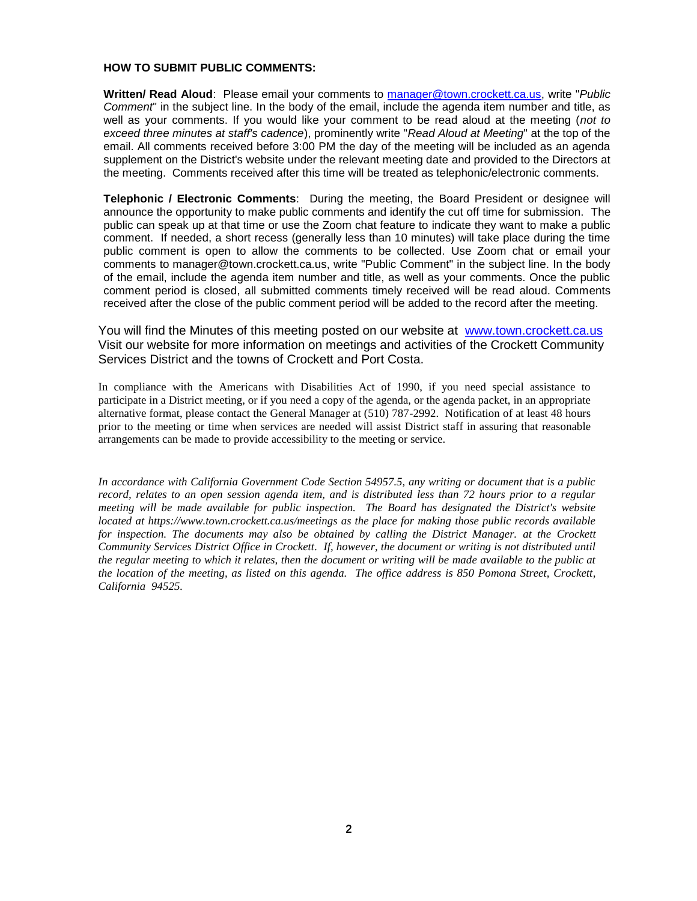**HOW TO SUBMIT PUBLIC COMMENTS:**

**Written/ Read Aloud**: Please email your comments to [manager@town.crockett.ca.us](mailto:manager@town.crockett.ca.us), write "*Public Comment*" in the subject line. In the body of the email, include the agenda item number and title, as well as your comments. If you would like your comment to be read aloud at the meeting (*not to exceed three minutes at staff's cadence*), prominently write "*Read Aloud at Meeting*" at the top of the email. All comments received before 3:00 PM the day of the meeting will be included as an agenda supplement on the District's website under the relevant meeting date and provided to the Directors at the meeting. Comments received after this time will be treated as telephonic/electronic comments.

**Telephonic / Electronic Comments**: During the meeting, the Board President or designee will announce the opportunity to make public comments and identify the cut off time for submission. The public can speak up at that time or use the Zoom chat feature to indicate they want to make a public comment. If needed, a short recess (generally less than 10 minutes) will take place during the time public comment is open to allow the comments to be collected. Use Zoom chat or email your comments to manager@town.crockett.ca.us, write "Public Comment" in the subject line. In the body of the email, include the agenda item number and title, as well as your comments. Once the public comment period is closed, all submitted comments timely received will be read aloud. Comments received after the close of the public comment period will be added to the record after the meeting.

You will find the Minutes of this meeting posted on our website at [www.town.crockett.ca.us](http://www.town.crockett.ca.us) Visit our website for more information on meetings and activities of the Crockett Community Services District and the towns of Crockett and Port Costa.

In compliance with the Americans with Disabilities Act of 1990, if you need special assistance to participate in a District meeting, or if you need a copy of the agenda, or the agenda packet, in an appropriate alternative format, please contact the General Manager at (510) 787-2992. Notification of at least 48 hours prior to the meeting or time when services are needed will assist District staff in assuring that reasonable arrangements can be made to provide accessibility to the meeting or service.

*In accordance with California Government Code Section 54957.5, any writing or document that is a public record, relates to an open session agenda item, and is distributed less than 72 hours prior to a regular meeting will be made available for public inspection. The Board has designated the District's website located at https://www.town.crockett.ca.us/meetings as the place for making those public records available for inspection. The documents may also be obtained by calling the District Manager. at the Crockett Community Services District Office in Crockett. If, however, the document or writing is not distributed until the regular meeting to which it relates, then the document or writing will be made available to the public at the location of the meeting, as listed on this agenda. The office address is 850 Pomona Street, Crockett, California 94525.*